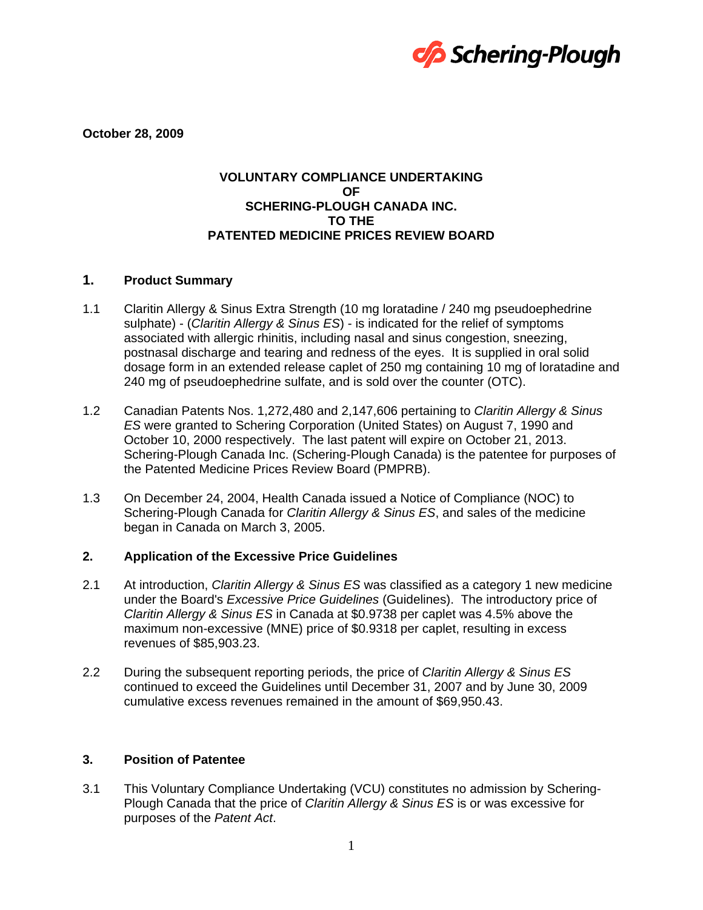Schering-Plough

**October 28, 2009**

**VOLUNTARY COMPLIANCE UNDERTAKING OF SCHERING-PLOUGH CANADA INC. TO THE PATENTED MEDICINE PRICES REVIEW BOARD**

## 1. Product Summary

1.1 Claritin Allergy & Sinus Extra Strength (10 mg loratadine / 240 mg pseudoephedrine sulphate) - (*Claritin Allergy & Sinus ES*) - is indicated for the relief of symptoms associated with allergic rhinitis, including nasal and sinus congestion, sneezing, postnasal discharge and tearing and redness of the eyes. It is supplied in oral solid dosage form in an extended release caplet of 250 mg containing 10 mg of loratadine and 240 mg of pseudoephedrine sulfate, and is sold over the counter (OTC).

1.2 Canadian Patents Nos. 1,272,480 and 2,147,606 pertaining to *Claritin Allergy & Sinus ES* were granted to Schering Corporation (United States) on August 7, 1990 and October 10, 2000 respectively. The last patent will expire on October 21, 2013. Schering-Plough Canada Inc. (Schering-Plough Canada) is the patentee for purposes of the Patented Medicine Prices Review Board (PMPRB).

1.3 On December 24, 2004, Health Canada issued a Notice of Compliance (NOC) to Schering-Plough Canada for *Claritin Allergy & Sinus ES*, and sales of the medicine began in Canada on March 3, 2005.

## 2. Application of the Excessive Price Guidelines

2.1 At introduction, *Claritin Allergy & Sinus ES* was classified as a category 1 new medicine under the Board's *Excessive Price Guidelines* (Guidelines). The introductory price of *Claritin Allergy & Sinus ES* in Canada at $0.9738 per caplet was 4.5% above the maximum non-excessive (MNE) price of $0.9318 per caplet, resulting in excess revenues of $85,903.23.

2.2 During the subsequent reporting periods, the price of *Claritin Allergy & Sinus ES* continued to exceed the Guidelines until December 31, 2007 and by June 30, 2009 cumulative excess revenues remained in the amount of $69,950.43.

## 3. Position of Patentee

3.1 This Voluntary Compliance Undertaking (VCU) constitutes no admission by Schering-Plough Canada that the price of *Claritin Allergy & Sinus ES* is or was excessive for purposes of the *Patent Act*.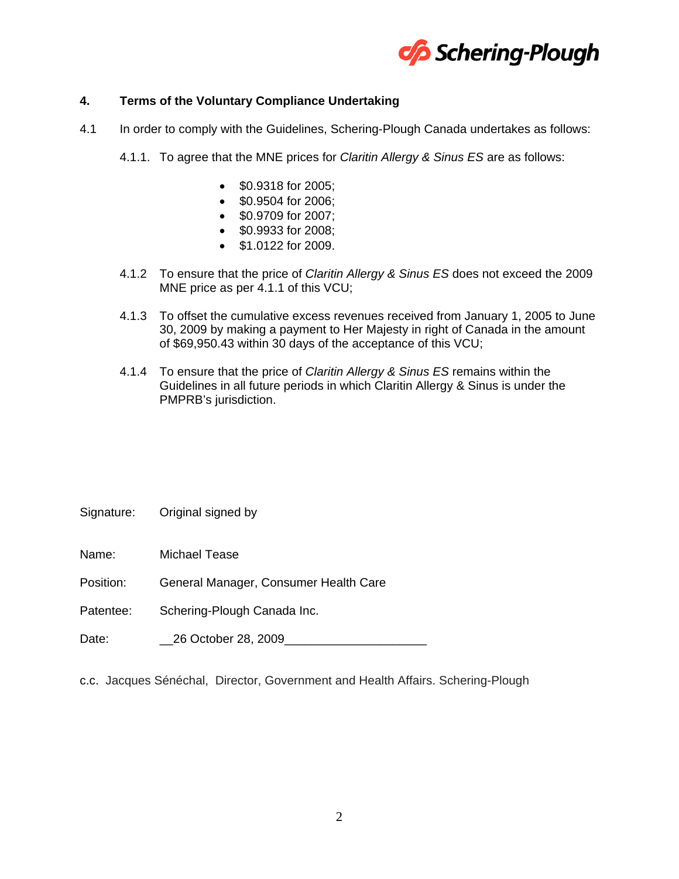## 4. Terms of the Voluntary Compliance Undertaking

4.1 In order to comply with the Guidelines, Schering-Plough Canada undertakes as follows:

4.1.1. To agree that the MNE prices for *Claritin Allergy & Sinus ES* are as follows:

- $0.9318 for 2005;
- $0.9504 for 2006;
- $0.9709 for 2007;
- $0.9933 for 2008;
- $1.0122 for 2009.

4.1.2 To ensure that the price of *Claritin Allergy & Sinus ES* does not exceed the 2009 MNE price as per 4.1.1 of this VCU;

4.1.3 To offset the cumulative excess revenues received from January 1, 2005 to June 30, 2009 by making a payment to Her Majesty in right of Canada in the amount of $69,950.43 within 30 days of the acceptance of this VCU;

4.1.4 To ensure that the price of *Claritin Allergy & Sinus ES* remains within the Guidelines in all future periods in which Claritin Allergy & Sinus is under the PMPRB's jurisdiction.

Signature: Original signed by

Name: Michael Tease

Position: General Manager, Consumer Health Care

Patentee: Schering-Plough Canada Inc.

Date: __26 October 28, 2009____________________

c.c. Jacques Sénéchal, Director, Government and Health Affairs. Schering-Plough